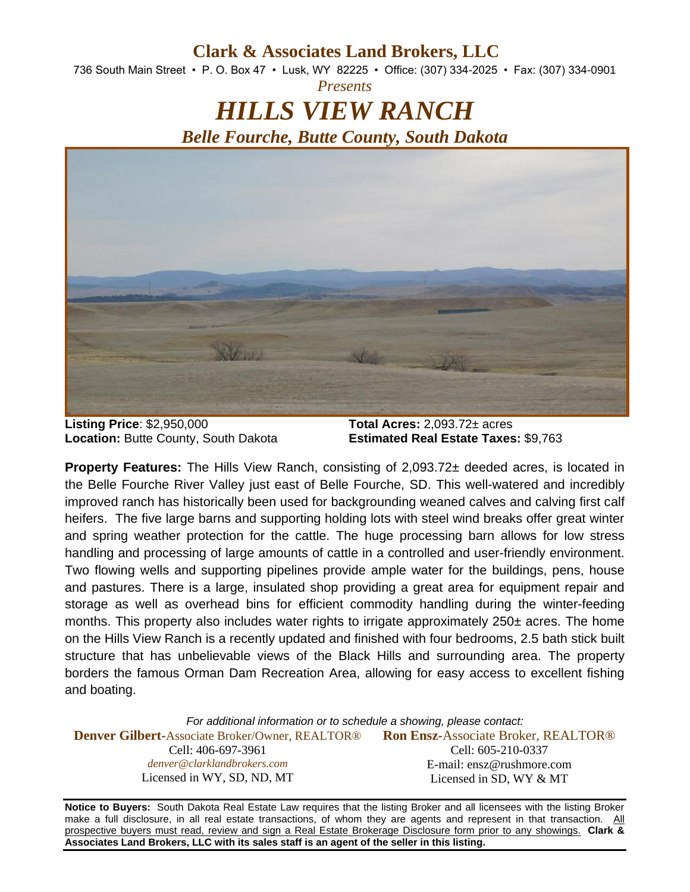# Clark & Associates Land Brokers, LLC

736 South Main Street • P. O. Box 47 • Lusk, WY 82225 • Office: (307) 334-2025 • Fax: (307) 334-0901

*Presents*

# *HILLS VIEW RANCH*

## *Belle Fourche, Butte County, South Dakota*

**Listing Price**: $2,950,000
**Location:** Butte County, South Dakota

**Total Acres:** 2,093.72± acres
**Estimated Real Estate Taxes:** $9,763

**Property Features:** The Hills View Ranch, consisting of 2,093.72± deeded acres, is located in the Belle Fourche River Valley just east of Belle Fourche, SD. This well-watered and incredibly improved ranch has historically been used for backgrounding weaned calves and calving first calf heifers. The five large barns and supporting holding lots with steel wind breaks offer great winter and spring weather protection for the cattle. The huge processing barn allows for low stress handling and processing of large amounts of cattle in a controlled and user-friendly environment. Two flowing wells and supporting pipelines provide ample water for the buildings, pens, house and pastures. There is a large, insulated shop providing a great area for equipment repair and storage as well as overhead bins for efficient commodity handling during the winter-feeding months. This property also includes water rights to irrigate approximately 250± acres. The home on the Hills View Ranch is a recently updated and finished with four bedrooms, 2.5 bath stick built structure that has unbelievable views of the Black Hills and surrounding area. The property borders the famous Orman Dam Recreation Area, allowing for easy access to excellent fishing and boating.

*For additional information or to schedule a showing, please contact:*

**Denver Gilbert**-Associate Broker/Owner, REALTOR®
Cell: 406-697-3961
*denver@clarklandbrokers.com*
Licensed in WY, SD, ND, MT

**Ron Ensz**-Associate Broker, REALTOR®
Cell: 605-210-0337
E-mail: ensz@rushmore.com
Licensed in SD, WY & MT

**Notice to Buyers:** South Dakota Real Estate Law requires that the listing Broker and all licensees with the listing Broker make a full disclosure, in all real estate transactions, of whom they are agents and represent in that transaction. All prospective buyers must read, review and sign a Real Estate Brokerage Disclosure form prior to any showings. **Clark & Associates Land Brokers, LLC with its sales staff is an agent of the seller in this listing.**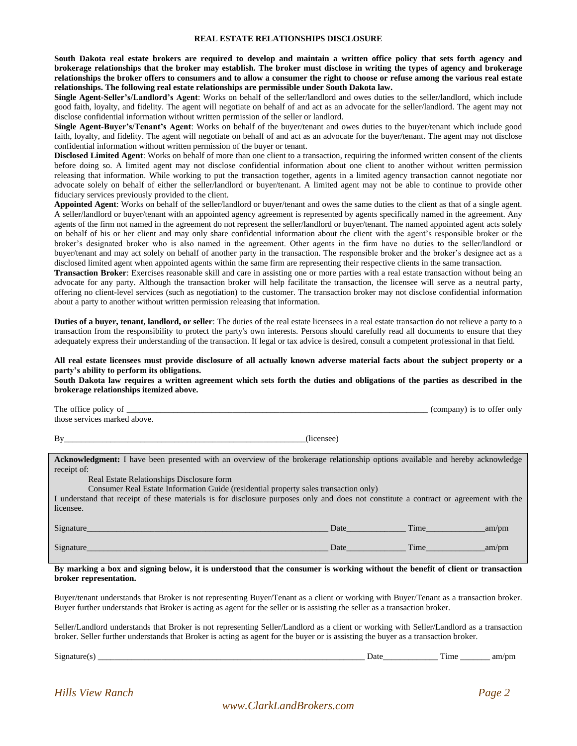## REAL ESTATE RELATIONSHIPS DISCLOSURE

**South Dakota real estate brokers are required to develop and maintain a written office policy that sets forth agency and brokerage relationships that the broker may establish. The broker must disclose in writing the types of agency and brokerage relationships the broker offers to consumers and to allow a consumer the right to choose or refuse among the various real estate relationships. The following real estate relationships are permissible under South Dakota law.**

**Single Agent-Seller's/Landlord's Agent**: Works on behalf of the seller/landlord and owes duties to the seller/landlord, which include good faith, loyalty, and fidelity. The agent will negotiate on behalf of and act as an advocate for the seller/landlord. The agent may not disclose confidential information without written permission of the seller or landlord.

**Single Agent-Buyer's/Tenant's Agent**: Works on behalf of the buyer/tenant and owes duties to the buyer/tenant which include good faith, loyalty, and fidelity. The agent will negotiate on behalf of and act as an advocate for the buyer/tenant. The agent may not disclose confidential information without written permission of the buyer or tenant.

**Disclosed Limited Agent**: Works on behalf of more than one client to a transaction, requiring the informed written consent of the clients before doing so. A limited agent may not disclose confidential information about one client to another without written permission releasing that information. While working to put the transaction together, agents in a limited agency transaction cannot negotiate nor advocate solely on behalf of either the seller/landlord or buyer/tenant. A limited agent may not be able to continue to provide other fiduciary services previously provided to the client.

**Appointed Agent**: Works on behalf of the seller/landlord or buyer/tenant and owes the same duties to the client as that of a single agent. A seller/landlord or buyer/tenant with an appointed agency agreement is represented by agents specifically named in the agreement. Any agents of the firm not named in the agreement do not represent the seller/landlord or buyer/tenant. The named appointed agent acts solely on behalf of his or her client and may only share confidential information about the client with the agent's responsible broker or the broker's designated broker who is also named in the agreement. Other agents in the firm have no duties to the seller/landlord or buyer/tenant and may act solely on behalf of another party in the transaction. The responsible broker and the broker's designee act as a disclosed limited agent when appointed agents within the same firm are representing their respective clients in the same transaction.

**Transaction Broker**: Exercises reasonable skill and care in assisting one or more parties with a real estate transaction without being an advocate for any party. Although the transaction broker will help facilitate the transaction, the licensee will serve as a neutral party, offering no client-level services (such as negotiation) to the customer. The transaction broker may not disclose confidential information about a party to another without written permission releasing that information.

**Duties of a buyer, tenant, landlord, or seller**: The duties of the real estate licensees in a real estate transaction do not relieve a party to a transaction from the responsibility to protect the party's own interests. Persons should carefully read all documents to ensure that they adequately express their understanding of the transaction. If legal or tax advice is desired, consult a competent professional in that field.

**All real estate licensees must provide disclosure of all actually known adverse material facts about the subject property or a party's ability to perform its obligations.**

**South Dakota law requires a written agreement which sets forth the duties and obligations of the parties as described in the brokerage relationships itemized above.**

The office policy of ________________________________________________________________________ (company) is to offer only those services marked above.

By__________________________________________________________(licensee)

**Acknowledgment:** I have been presented with an overview of the brokerage relationship options available and hereby acknowledge receipt of:

Real Estate Relationships Disclosure form

Consumer Real Estate Information Guide (residential property sales transaction only)

I understand that receipt of these materials is for disclosure purposes only and does not constitute a contract or agreement with the licensee.

Signature____________________________________________________________ Date______________ Time______________am/pm

Signature____________________________________________________________ Date______________ Time______________am/pm

**By marking a box and signing below, it is understood that the consumer is working without the benefit of client or transaction broker representation.**

Buyer/tenant understands that Broker is not representing Buyer/Tenant as a client or working with Buyer/Tenant as a transaction broker. Buyer further understands that Broker is acting as agent for the seller or is assisting the seller as a transaction broker.

Seller/Landlord understands that Broker is not representing Seller/Landlord as a client or working with Seller/Landlord as a transaction broker. Seller further understands that Broker is acting as agent for the buyer or is assisting the buyer as a transaction broker.

Signature(s) ________________________________________________________________ Date_____________ Time _______ am/pm